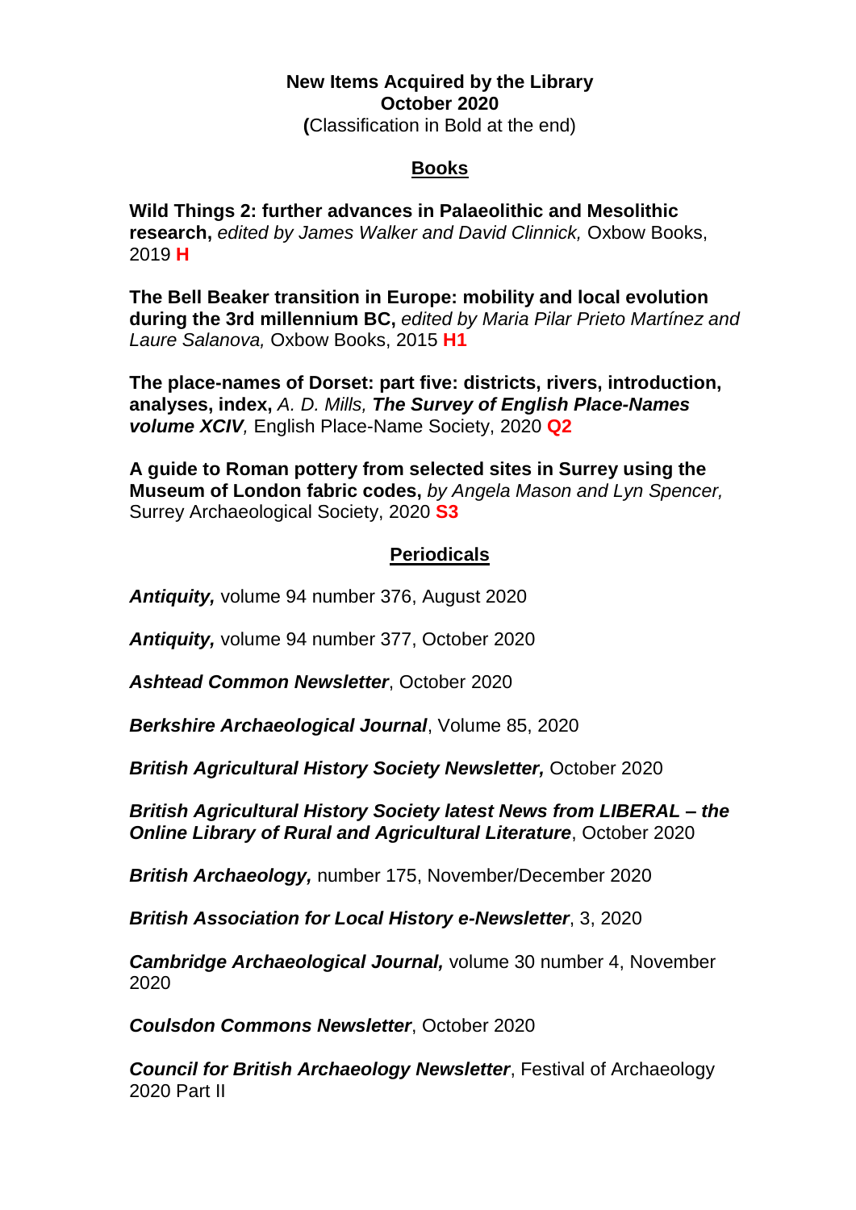**New Items Acquired by the Library**
**October 2020**
**(**Classification in Bold at the end)

## Books

**Wild Things 2: further advances in Palaeolithic and Mesolithic research,** *edited by James Walker and David Clinnick,* Oxbow Books, 2019 **H**

**The Bell Beaker transition in Europe: mobility and local evolution during the 3rd millennium BC,** *edited by Maria Pilar Prieto Martínez and Laure Salanova,* Oxbow Books, 2015 **H1**

**The place-names of Dorset: part five: districts, rivers, introduction, analyses, index,** *A. D. Mills,* ***The Survey of English Place-Names volume XCIV****,* English Place-Name Society, 2020 **Q2**

**A guide to Roman pottery from selected sites in Surrey using the Museum of London fabric codes,** *by Angela Mason and Lyn Spencer,* Surrey Archaeological Society, 2020 **S3**

## Periodicals

***Antiquity,*** volume 94 number 376, August 2020

***Antiquity,*** volume 94 number 377, October 2020

***Ashtead Common Newsletter***, October 2020

***Berkshire Archaeological Journal***, Volume 85, 2020

***British Agricultural History Society Newsletter,*** October 2020

***British Agricultural History Society latest News from LIBERAL – the Online Library of Rural and Agricultural Literature***, October 2020

***British Archaeology,*** number 175, November/December 2020

***British Association for Local History e-Newsletter***, 3, 2020

***Cambridge Archaeological Journal,*** volume 30 number 4, November 2020

***Coulsdon Commons Newsletter***, October 2020

***Council for British Archaeology Newsletter***, Festival of Archaeology 2020 Part II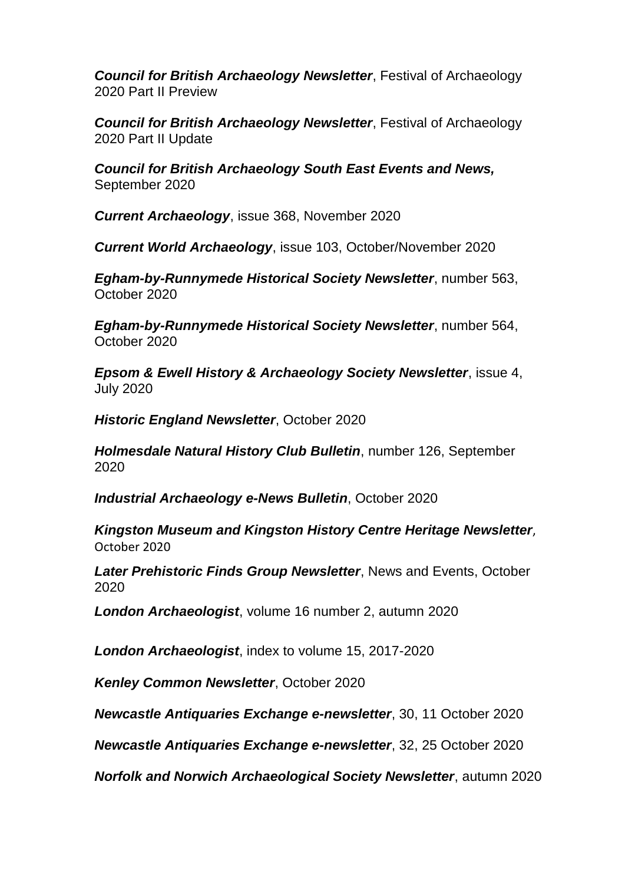***Council for British Archaeology Newsletter***, Festival of Archaeology 2020 Part II Preview

***Council for British Archaeology Newsletter***, Festival of Archaeology 2020 Part II Update

***Council for British Archaeology South East Events and News,*** September 2020

***Current Archaeology***, issue 368, November 2020

***Current World Archaeology***, issue 103, October/November 2020

***Egham-by-Runnymede Historical Society Newsletter***, number 563, October 2020

***Egham-by-Runnymede Historical Society Newsletter***, number 564, October 2020

***Epsom & Ewell History & Archaeology Society Newsletter***, issue 4, July 2020

***Historic England Newsletter***, October 2020

***Holmesdale Natural History Club Bulletin***, number 126, September 2020

***Industrial Archaeology e-News Bulletin***, October 2020

***Kingston Museum and Kingston History Centre Heritage Newsletter***, October 2020

***Later Prehistoric Finds Group Newsletter***, News and Events, October 2020

***London Archaeologist***, volume 16 number 2, autumn 2020

***London Archaeologist***, index to volume 15, 2017-2020

***Kenley Common Newsletter***, October 2020

***Newcastle Antiquaries Exchange e-newsletter***, 30, 11 October 2020

***Newcastle Antiquaries Exchange e-newsletter***, 32, 25 October 2020

***Norfolk and Norwich Archaeological Society Newsletter***, autumn 2020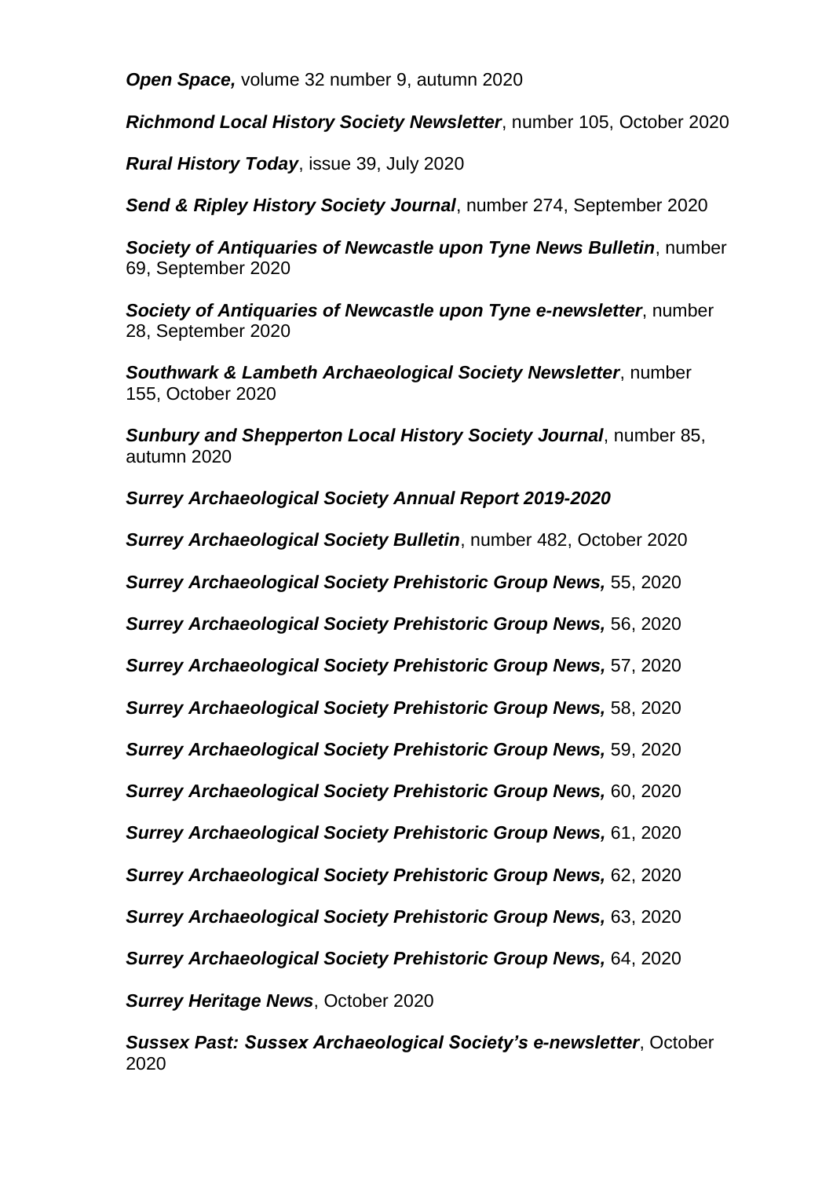***Open Space,*** volume 32 number 9, autumn 2020

***Richmond Local History Society Newsletter***, number 105, October 2020

***Rural History Today***, issue 39, July 2020

***Send & Ripley History Society Journal***, number 274, September 2020

***Society of Antiquaries of Newcastle upon Tyne News Bulletin***, number 69, September 2020

***Society of Antiquaries of Newcastle upon Tyne e-newsletter***, number 28, September 2020

***Southwark & Lambeth Archaeological Society Newsletter***, number 155, October 2020

***Sunbury and Shepperton Local History Society Journal***, number 85, autumn 2020

***Surrey Archaeological Society Annual Report 2019-2020***

***Surrey Archaeological Society Bulletin***, number 482, October 2020

***Surrey Archaeological Society Prehistoric Group News,*** 55, 2020

***Surrey Archaeological Society Prehistoric Group News,*** 56, 2020

***Surrey Archaeological Society Prehistoric Group News,*** 57, 2020

***Surrey Archaeological Society Prehistoric Group News,*** 58, 2020

***Surrey Archaeological Society Prehistoric Group News,*** 59, 2020

***Surrey Archaeological Society Prehistoric Group News,*** 60, 2020

***Surrey Archaeological Society Prehistoric Group News,*** 61, 2020

***Surrey Archaeological Society Prehistoric Group News,*** 62, 2020

***Surrey Archaeological Society Prehistoric Group News,*** 63, 2020

***Surrey Archaeological Society Prehistoric Group News,*** 64, 2020

***Surrey Heritage News***, October 2020

***Sussex Past: Sussex Archaeological Society's e-newsletter***, October 2020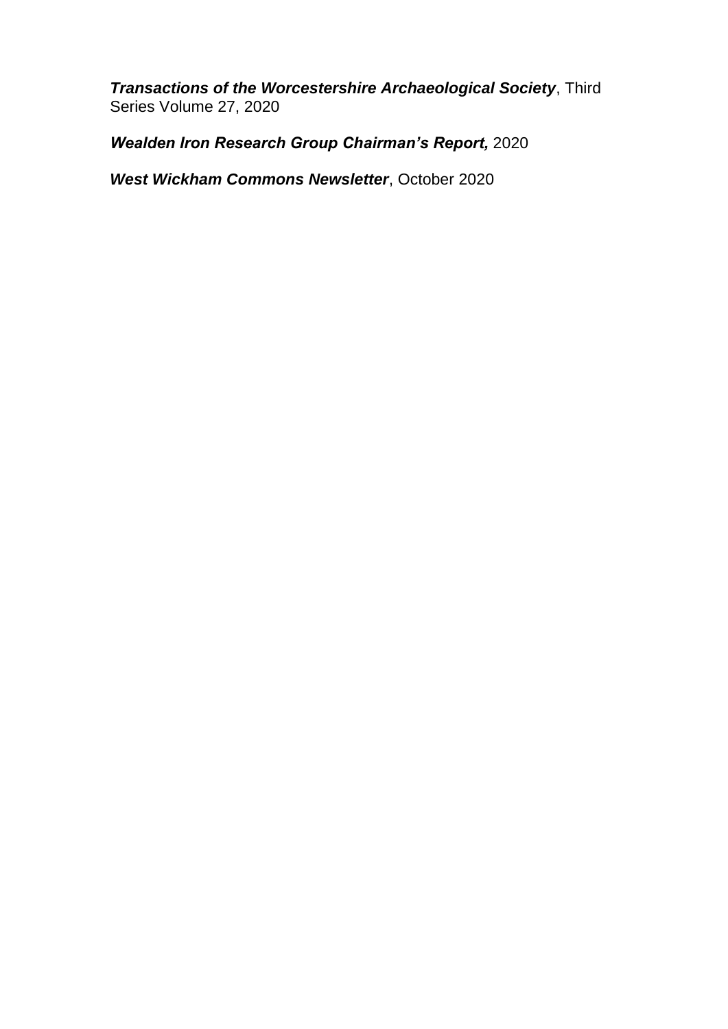***Transactions of the Worcestershire Archaeological Society***, Third Series Volume 27, 2020

***Wealden Iron Research Group Chairman's Report,*** 2020

***West Wickham Commons Newsletter***, October 2020